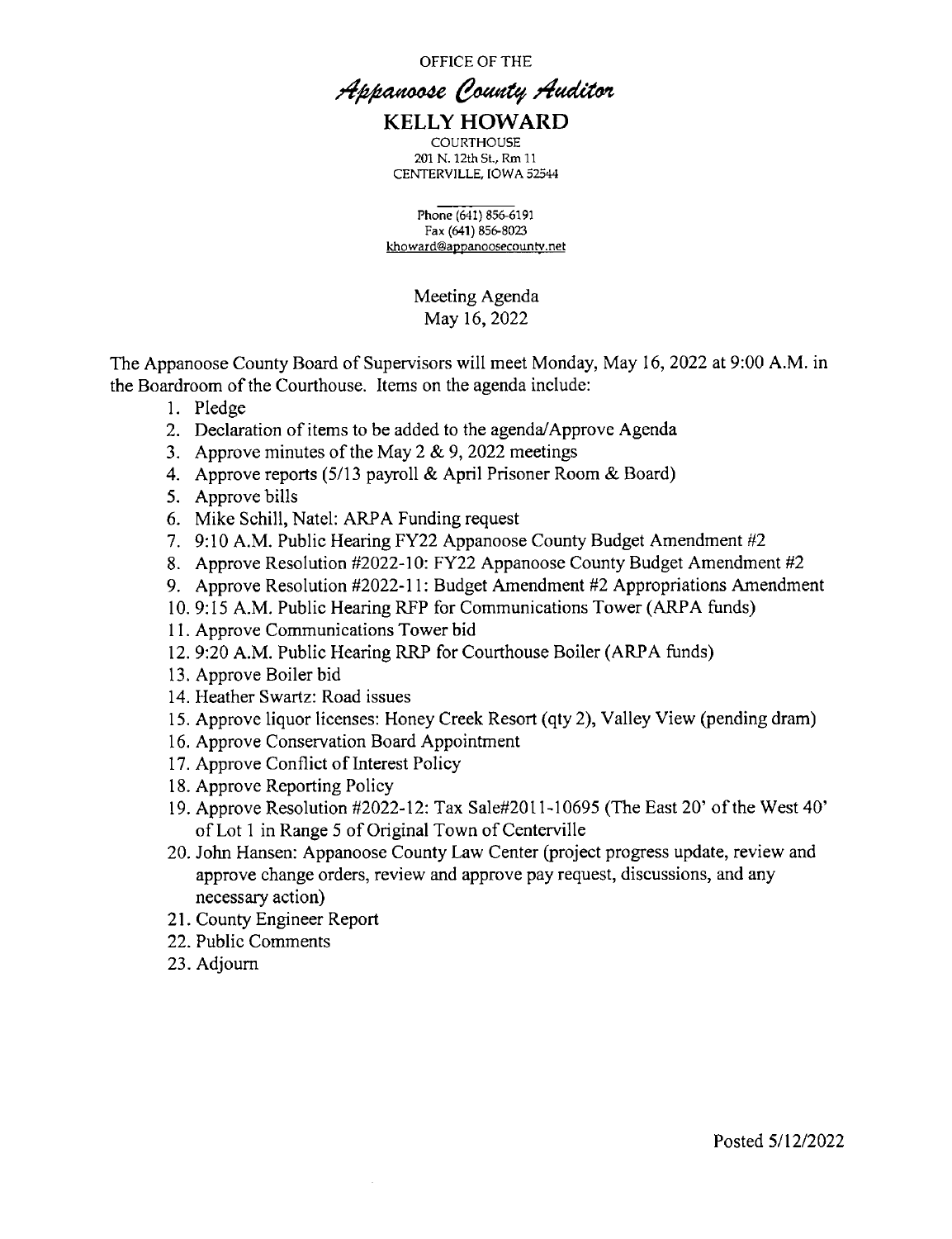OFFICE OF THE

# *Appanoose County Auditor*

## KELLY HOWARD

COURTHOUSE
201 N. 12th St., Rm 11
CENTERVILLE, IOWA 52544

Phone (641) 856-6191
Fax (641) 856-8023
khoward@appanoosecounty.net

Meeting Agenda
May 16, 2022

The Appanoose County Board of Supervisors will meet Monday, May 16, 2022 at 9:00 A.M. in the Boardroom of the Courthouse. Items on the agenda include:

1. Pledge
2. Declaration of items to be added to the agenda/Approve Agenda
3. Approve minutes of the May 2 & 9, 2022 meetings
4. Approve reports (5/13 payroll & April Prisoner Room & Board)
5. Approve bills
6. Mike Schill, Natel: ARPA Funding request
7. 9:10 A.M. Public Hearing FY22 Appanoose County Budget Amendment #2
8. Approve Resolution #2022-10: FY22 Appanoose County Budget Amendment #2
9. Approve Resolution #2022-11: Budget Amendment #2 Appropriations Amendment
10. 9:15 A.M. Public Hearing RFP for Communications Tower (ARPA funds)
11. Approve Communications Tower bid
12. 9:20 A.M. Public Hearing RRP for Courthouse Boiler (ARPA funds)
13. Approve Boiler bid
14. Heather Swartz: Road issues
15. Approve liquor licenses: Honey Creek Resort (qty 2), Valley View (pending dram)
16. Approve Conservation Board Appointment
17. Approve Conflict of Interest Policy
18. Approve Reporting Policy
19. Approve Resolution #2022-12: Tax Sale#2011-10695 (The East 20' of the West 40' of Lot 1 in Range 5 of Original Town of Centerville
20. John Hansen: Appanoose County Law Center (project progress update, review and approve change orders, review and approve pay request, discussions, and any necessary action)
21. County Engineer Report
22. Public Comments
23. Adjourn

Posted 5/12/2022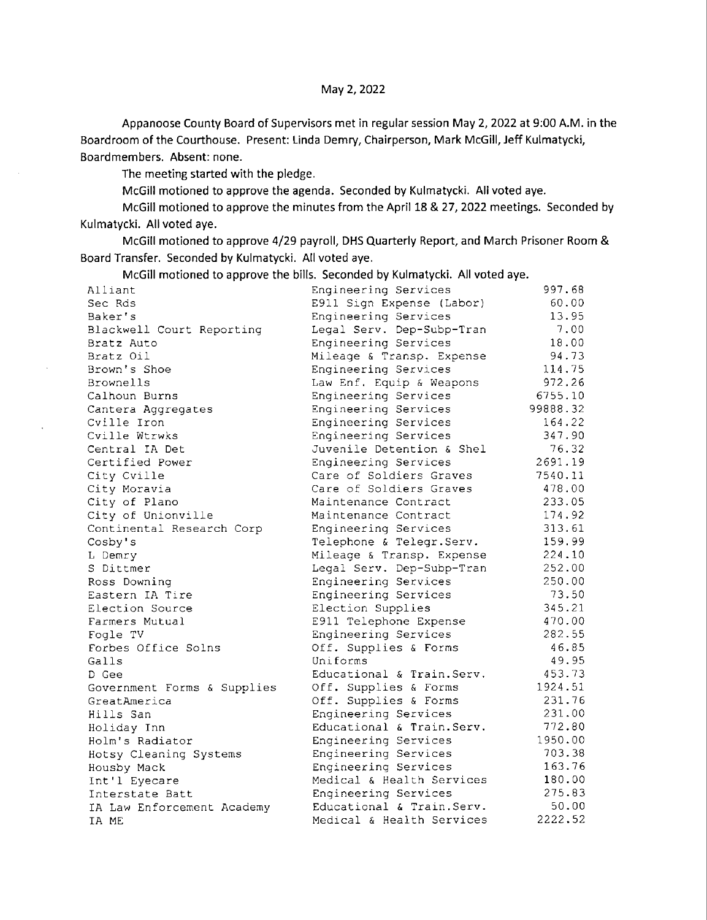May 2, 2022

Appanoose County Board of Supervisors met in regular session May 2, 2022 at 9:00 A.M. in the Boardroom of the Courthouse. Present: Linda Demry, Chairperson, Mark McGill, Jeff Kulmatycki, Boardmembers. Absent: none.

The meeting started with the pledge.

McGill motioned to approve the agenda. Seconded by Kulmatycki. All voted aye.

McGill motioned to approve the minutes from the April 18 & 27, 2022 meetings. Seconded by Kulmatycki. All voted aye.

McGill motioned to approve 4/29 payroll, DHS Quarterly Report, and March Prisoner Room & Board Transfer. Seconded by Kulmatycki. All voted aye.

McGill motioned to approve the bills. Seconded by Kulmatycki. All voted aye.

| | | |
|---|---|---|
| Alliant | Engineering Services | 997.68 |
| Sec Rds | E911 Sign Expense (Labor) | 60.00 |
| Baker's | Engineering Services | 13.95 |
| Blackwell Court Reporting | Legal Serv. Dep-Subp-Tran | 7.00 |
| Bratz Auto | Engineering Services | 18.00 |
| Bratz Oil | Mileage & Transp. Expense | 94.73 |
| Brown's Shoe | Engineering Services | 114.75 |
| Brownells | Law Enf. Equip & Weapons | 972.26 |
| Calhoun Burns | Engineering Services | 6755.10 |
| Cantera Aggregates | Engineering Services | 99888.32 |
| Cville Iron | Engineering Services | 164.22 |
| Cville Wtrwks | Engineering Services | 347.90 |
| Central IA Det | Juvenile Detention & Shel | 76.32 |
| Certified Power | Engineering Services | 2691.19 |
| City Cville | Care of Soldiers Graves | 7540.11 |
| City Moravia | Care of Soldiers Graves | 478.00 |
| City of Plano | Maintenance Contract | 233.05 |
| City of Unionville | Maintenance Contract | 174.92 |
| Continental Research Corp | Engineering Services | 313.61 |
| Cosby's | Telephone & Telegr.Serv. | 159.99 |
| L Demry | Mileage & Transp. Expense | 224.10 |
| S Dittmer | Legal Serv. Dep-Subp-Tran | 252.00 |
| Ross Downing | Engineering Services | 250.00 |
| Eastern IA Tire | Engineering Services | 73.50 |
| Election Source | Election Supplies | 345.21 |
| Farmers Mutual | E911 Telephone Expense | 470.00 |
| Fogle TV | Engineering Services | 282.55 |
| Forbes Office Solns | Off. Supplies & Forms | 46.85 |
| Galls | Uniforms | 49.95 |
| D Gee | Educational & Train.Serv. | 453.73 |
| Government Forms & Supplies | Off. Supplies & Forms | 1924.51 |
| GreatAmerica | Off. Supplies & Forms | 231.76 |
| Hills San | Engineering Services | 231.00 |
| Holiday Inn | Educational & Train.Serv. | 772.80 |
| Holm's Radiator | Engineering Services | 1950.00 |
| Hotsy Cleaning Systems | Engineering Services | 703.38 |
| Housby Mack | Engineering Services | 163.76 |
| Int'l Eyecare | Medical & Health Services | 180.00 |
| Interstate Batt | Engineering Services | 275.83 |
| IA Law Enforcement Academy | Educational & Train.Serv. | 50.00 |
| IA ME | Medical & Health Services | 2222.52 |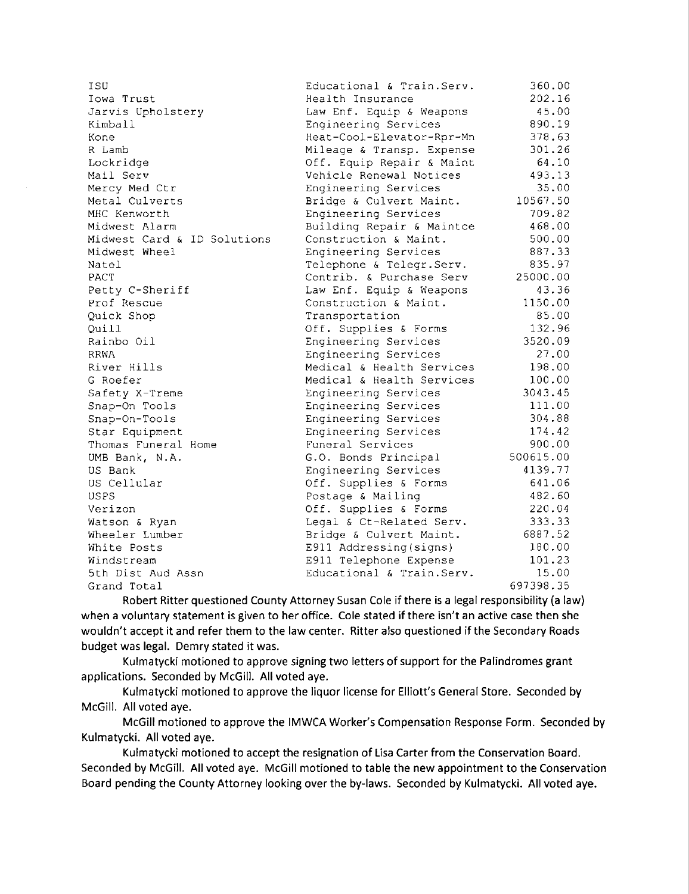| | | |
|---|---|---|
| ISU | Educational & Train.Serv. | 360.00 |
| Iowa Trust | Health Insurance | 202.16 |
| Jarvis Upholstery | Law Enf. Equip & Weapons | 45.00 |
| Kimball | Engineering Services | 890.19 |
| Kone | Heat-Cool-Elevator-Rpr-Mn | 378.63 |
| R Lamb | Mileage & Transp. Expense | 301.26 |
| Lockridge | Off. Equip Repair & Maint | 64.10 |
| Mail Serv | Vehicle Renewal Notices | 493.13 |
| Mercy Med Ctr | Engineering Services | 35.00 |
| Metal Culverts | Bridge & Culvert Maint. | 10567.50 |
| MHC Kenworth | Engineering Services | 709.82 |
| Midwest Alarm | Building Repair & Maintce | 468.00 |
| Midwest Card & ID Solutions | Construction & Maint. | 500.00 |
| Midwest Wheel | Engineering Services | 887.33 |
| Natel | Telephone & Telegr.Serv. | 835.97 |
| PACT | Contrib. & Purchase Serv | 25000.00 |
| Petty C-Sheriff | Law Enf. Equip & Weapons | 43.36 |
| Prof Rescue | Construction & Maint. | 1150.00 |
| Quick Shop | Transportation | 85.00 |
| Quill | Off. Supplies & Forms | 132.96 |
| Rainbo Oil | Engineering Services | 3520.09 |
| RRWA | Engineering Services | 27.00 |
| River Hills | Medical & Health Services | 198.00 |
| G Roefer | Medical & Health Services | 100.00 |
| Safety X-Treme | Engineering Services | 3043.45 |
| Snap-On Tools | Engineering Services | 111.00 |
| Snap-On-Tools | Engineering Services | 304.88 |
| Star Equipment | Engineering Services | 174.42 |
| Thomas Funeral Home | Funeral Services | 900.00 |
| UMB Bank, N.A. | G.O. Bonds Principal | 500615.00 |
| US Bank | Engineering Services | 4139.77 |
| US Cellular | Off. Supplies & Forms | 641.06 |
| USPS | Postage & Mailing | 482.60 |
| Verizon | Off. Supplies & Forms | 220.04 |
| Watson & Ryan | Legal & Ct-Related Serv. | 333.33 |
| Wheeler Lumber | Bridge & Culvert Maint. | 6887.52 |
| White Posts | E911 Addressing(signs) | 180.00 |
| Windstream | E911 Telephone Expense | 101.23 |
| 5th Dist Aud Assn | Educational & Train.Serv. | 15.00 |
| Grand Total | | 697398.35 |

Robert Ritter questioned County Attorney Susan Cole if there is a legal responsibility (a law) when a voluntary statement is given to her office. Cole stated if there isn't an active case then she wouldn't accept it and refer them to the law center. Ritter also questioned if the Secondary Roads budget was legal. Demry stated it was.

Kulmatycki motioned to approve signing two letters of support for the Palindromes grant applications. Seconded by McGill. All voted aye.

Kulmatycki motioned to approve the liquor license for Elliott's General Store. Seconded by McGill. All voted aye.

McGill motioned to approve the IMWCA Worker's Compensation Response Form. Seconded by Kulmatycki. All voted aye.

Kulmatycki motioned to accept the resignation of Lisa Carter from the Conservation Board. Seconded by McGill. All voted aye. McGill motioned to table the new appointment to the Conservation Board pending the County Attorney looking over the by-laws. Seconded by Kulmatycki. All voted aye.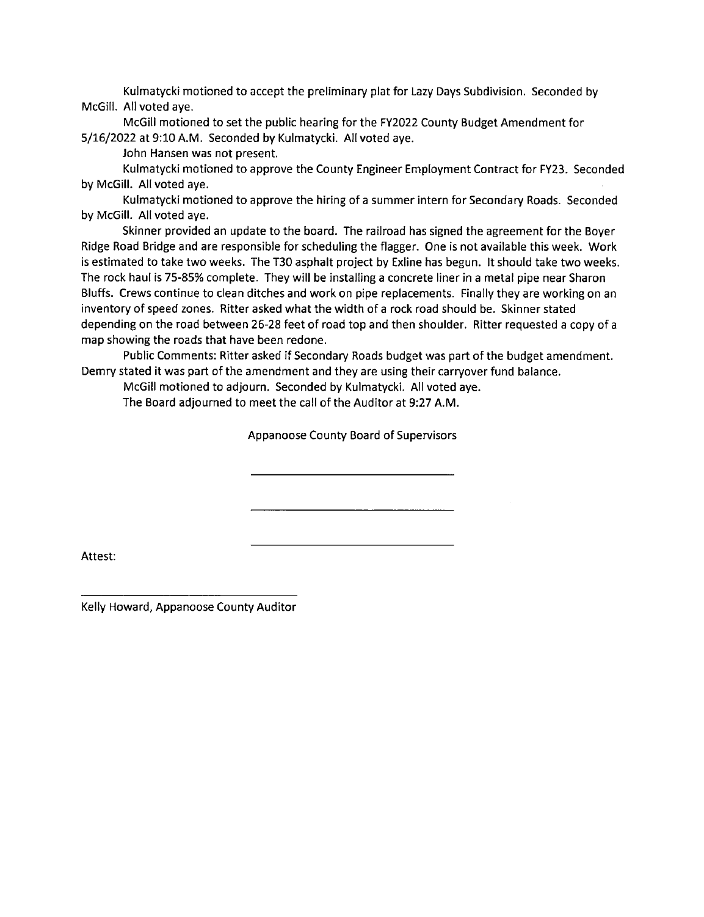Kulmatycki motioned to accept the preliminary plat for Lazy Days Subdivision. Seconded by McGill. All voted aye.

McGill motioned to set the public hearing for the FY2022 County Budget Amendment for 5/16/2022 at 9:10 A.M. Seconded by Kulmatycki. All voted aye.

John Hansen was not present.

Kulmatycki motioned to approve the County Engineer Employment Contract for FY23. Seconded by McGill. All voted aye.

Kulmatycki motioned to approve the hiring of a summer intern for Secondary Roads. Seconded by McGill. All voted aye.

Skinner provided an update to the board. The railroad has signed the agreement for the Boyer Ridge Road Bridge and are responsible for scheduling the flagger. One is not available this week. Work is estimated to take two weeks. The T30 asphalt project by Exline has begun. It should take two weeks. The rock haul is 75-85% complete. They will be installing a concrete liner in a metal pipe near Sharon Bluffs. Crews continue to clean ditches and work on pipe replacements. Finally they are working on an inventory of speed zones. Ritter asked what the width of a rock road should be. Skinner stated depending on the road between 26-28 feet of road top and then shoulder. Ritter requested a copy of a map showing the roads that have been redone.

Public Comments: Ritter asked if Secondary Roads budget was part of the budget amendment. Demry stated it was part of the amendment and they are using their carryover fund balance.

McGill motioned to adjourn. Seconded by Kulmatycki. All voted aye.

The Board adjourned to meet the call of the Auditor at 9:27 A.M.

Appanoose County Board of Supervisors

\_\_\_\_\_\_\_\_\_\_\_\_\_\_\_\_\_\_\_\_\_\_\_\_\_\_\_\_\_\_

\_\_\_\_\_\_\_\_\_\_\_\_\_\_\_\_\_\_\_\_\_\_\_\_\_\_\_\_\_\_

\_\_\_\_\_\_\_\_\_\_\_\_\_\_\_\_\_\_\_\_\_\_\_\_\_\_\_\_\_\_

Attest:

\_\_\_\_\_\_\_\_\_\_\_\_\_\_\_\_\_\_\_\_\_\_\_\_\_\_\_\_\_\_

Kelly Howard, Appanoose County Auditor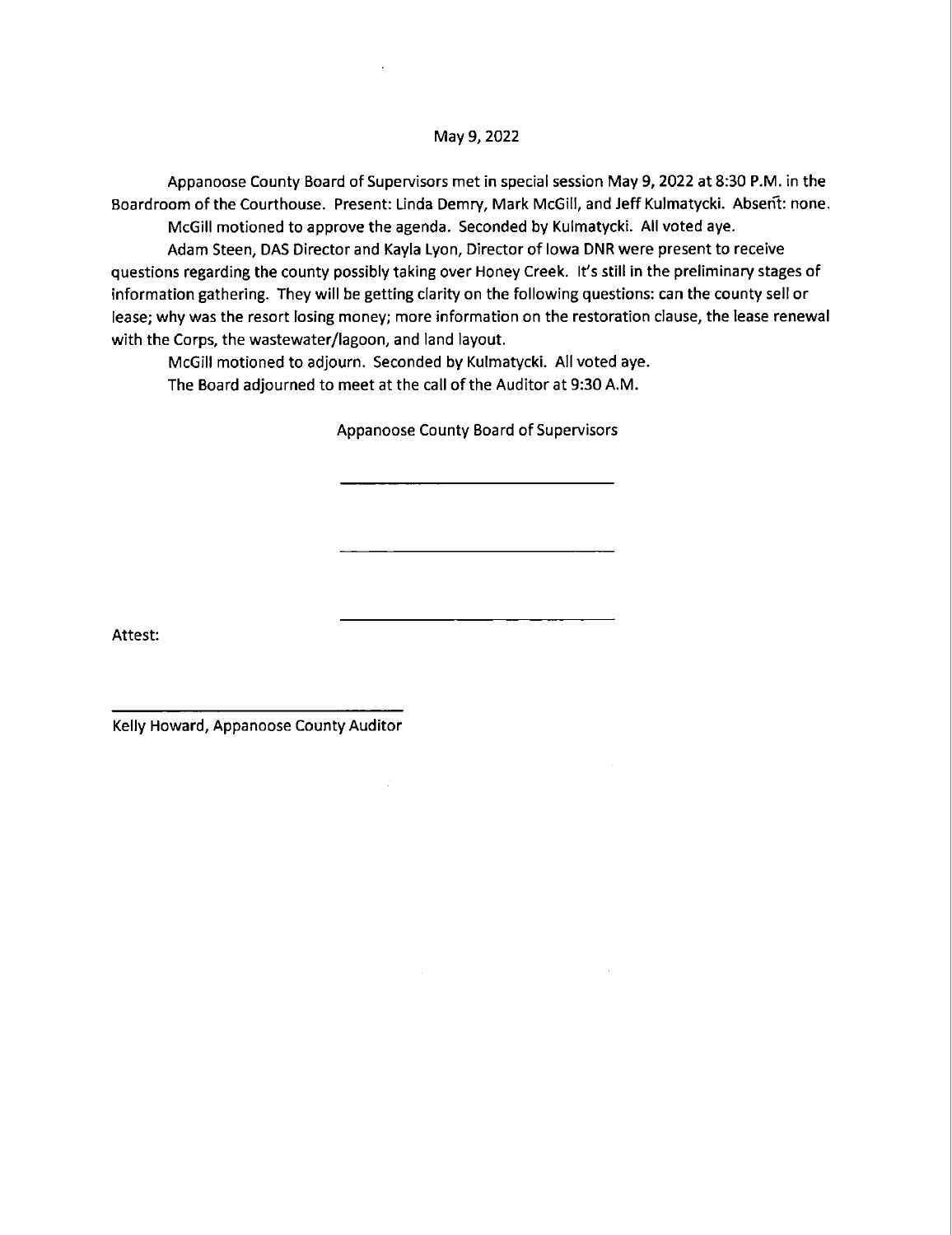May 9, 2022

Appanoose County Board of Supervisors met in special session May 9, 2022 at 8:30 P.M. in the Boardroom of the Courthouse. Present: Linda Demry, Mark McGill, and Jeff Kulmatycki. Absent: none.

McGill motioned to approve the agenda. Seconded by Kulmatycki. All voted aye.

Adam Steen, DAS Director and Kayla Lyon, Director of Iowa DNR were present to receive questions regarding the county possibly taking over Honey Creek. It's still in the preliminary stages of information gathering. They will be getting clarity on the following questions: can the county sell or lease; why was the resort losing money; more information on the restoration clause, the lease renewal with the Corps, the wastewater/lagoon, and land layout.

McGill motioned to adjourn. Seconded by Kulmatycki. All voted aye.

The Board adjourned to meet at the call of the Auditor at 9:30 A.M.

Appanoose County Board of Supervisors

\_\_\_\_\_\_\_\_\_\_\_\_\_\_\_\_\_\_\_\_\_\_\_\_\_\_\_\_\_\_

\_\_\_\_\_\_\_\_\_\_\_\_\_\_\_\_\_\_\_\_\_\_\_\_\_\_\_\_\_\_

\_\_\_\_\_\_\_\_\_\_\_\_\_\_\_\_\_\_\_\_\_\_\_\_\_\_\_\_\_\_

Attest:

\_\_\_\_\_\_\_\_\_\_\_\_\_\_\_\_\_\_\_\_\_\_\_\_\_\_\_\_\_\_

Kelly Howard, Appanoose County Auditor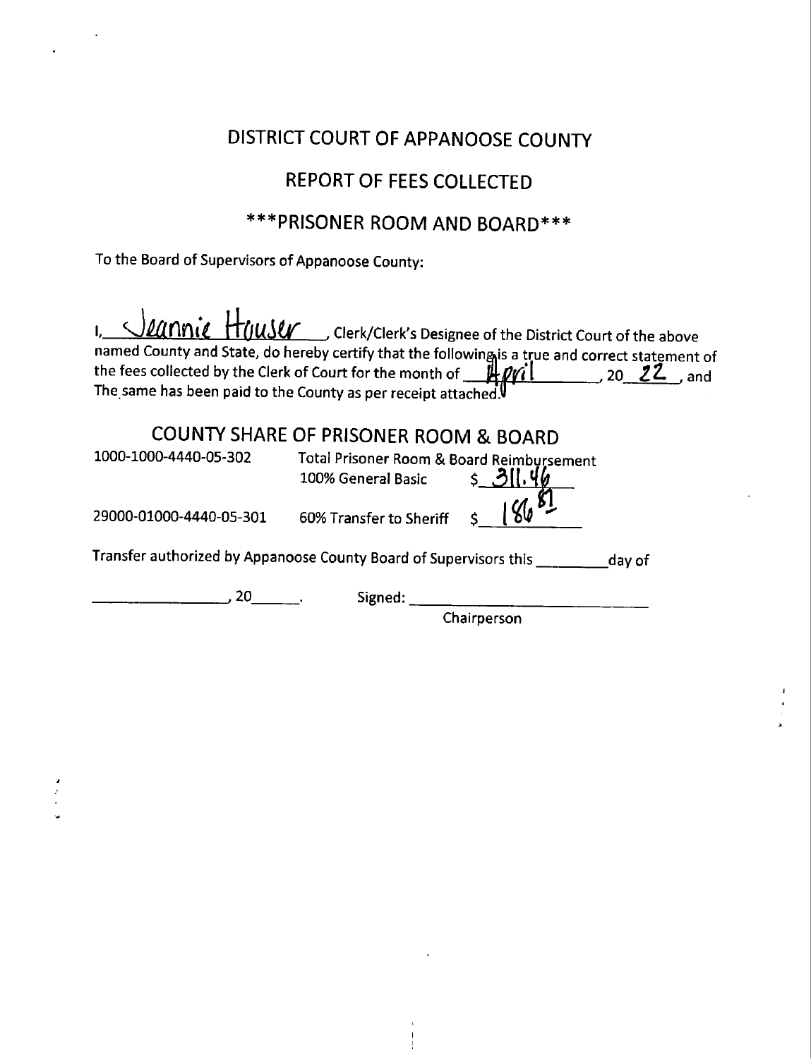# DISTRICT COURT OF APPANOOSE COUNTY

## REPORT OF FEES COLLECTED

### ***PRISONER ROOM AND BOARD***

To the Board of Supervisors of Appanoose County:

I, Jeannie Houser, Clerk/Clerk's Designee of the District Court of the above named County and State, do hereby certify that the following is a true and correct statement of the fees collected by the Clerk of Court for the month of April, 20 22, and The same has been paid to the County as per receipt attached.

## COUNTY SHARE OF PRISONER ROOM & BOARD

| | | |
|---|---|---|
| 1000-1000-4440-05-302 | Total Prisoner Room & Board Reimbursement 100% General Basic | $ 311.46 |
| 29000-01000-4440-05-301 | 60% Transfer to Sheriff | $ 186.81 |

Transfer authorized by Appanoose County Board of Supervisors this ________ day of

________________, 20______. Signed: ____________________________

Chairperson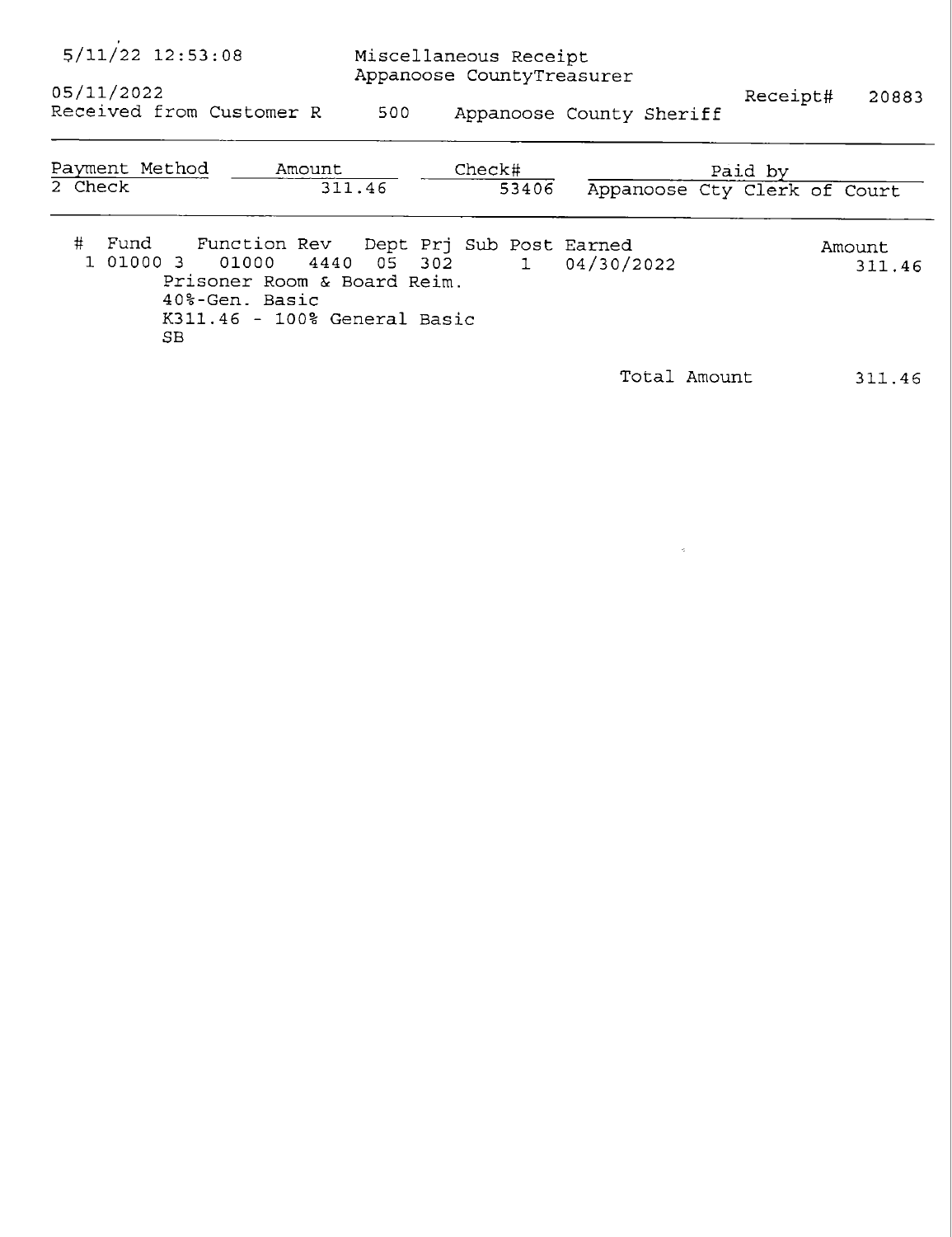5/11/22 12:53:08 Miscellaneous Receipt
Appanoose CountyTreasurer

05/11/2022 Receipt# 20883

Received from Customer R 500 Appanoose County Sheriff

| Payment Method | Amount | Check# | Paid by |
| --- | --- | --- | --- |
| 2 Check | 311.46 | 53406 | Appanoose Cty Clerk of Court |

| # | Fund | Function | Rev | Dept | Prj | Sub | Post | Earned | Amount |
| --- | --- | --- | --- | --- | --- | --- | --- | --- | --- |
| 1 | 01000 3 | 01000 | 4440 | 05 | 302 | | 1 | 04/30/2022 | 311.46 |

Prisoner Room & Board Reim.
40%-Gen. Basic
K311.46 - 100% General Basic
SB

Total Amount 311.46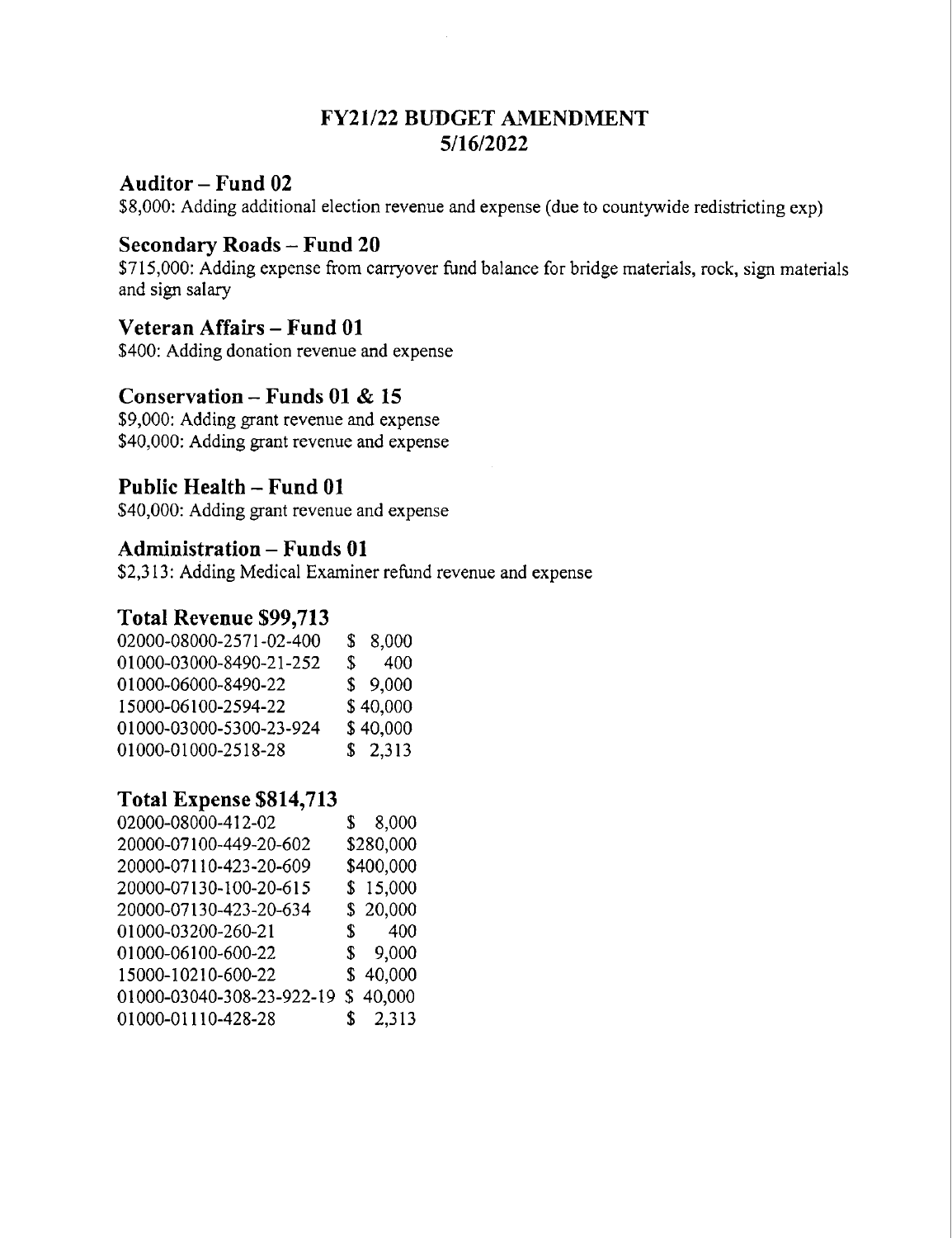# FY21/22 BUDGET AMENDMENT
# 5/16/2022

## Auditor – Fund 02

$8,000: Adding additional election revenue and expense (due to countywide redistricting exp)

## Secondary Roads – Fund 20

$715,000: Adding expense from carryover fund balance for bridge materials, rock, sign materials and sign salary

## Veteran Affairs – Fund 01

$400: Adding donation revenue and expense

## Conservation – Funds 01 & 15

$9,000: Adding grant revenue and expense
$40,000: Adding grant revenue and expense

## Public Health – Fund 01

$40,000: Adding grant revenue and expense

## Administration – Funds 01

$2,313: Adding Medical Examiner refund revenue and expense

## Total Revenue $99,713

| Account | Amount |
|---|---|
| 02000-08000-2571-02-400 | $ 8,000 |
| 01000-03000-8490-21-252 | $ 400 |
| 01000-06000-8490-22 | $ 9,000 |
| 15000-06100-2594-22 | $ 40,000 |
| 01000-03000-5300-23-924 | $ 40,000 |
| 01000-01000-2518-28 | $ 2,313 |

## Total Expense $814,713

| Account | Amount |
|---|---|
| 02000-08000-412-02 | $ 8,000 |
| 20000-07100-449-20-602 | $280,000 |
| 20000-07110-423-20-609 | $400,000 |
| 20000-07130-100-20-615 | $ 15,000 |
| 20000-07130-423-20-634 | $ 20,000 |
| 01000-03200-260-21 | $ 400 |
| 01000-06100-600-22 | $ 9,000 |
| 15000-10210-600-22 | $ 40,000 |
| 01000-03040-308-23-922-19 | $ 40,000 |
| 01000-01110-428-28 | $ 2,313 |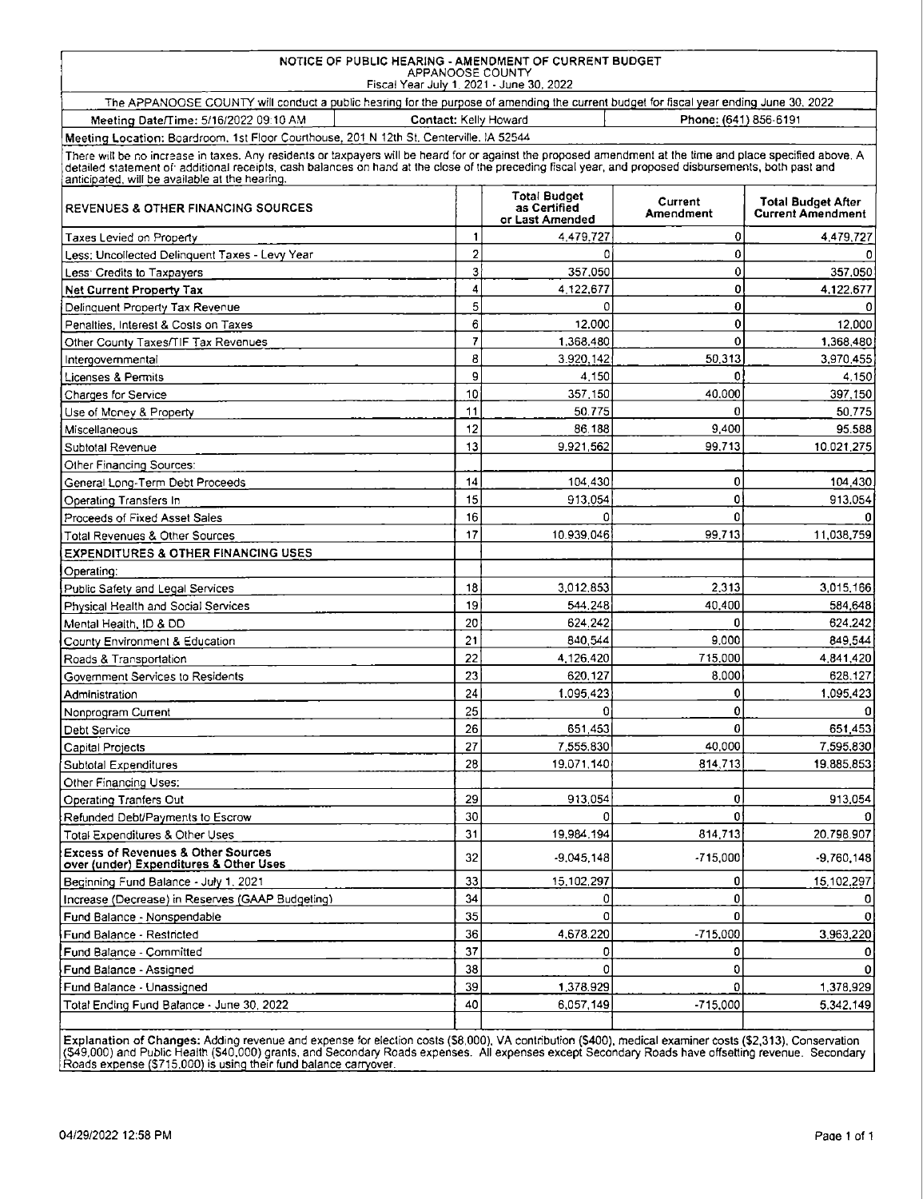# NOTICE OF PUBLIC HEARING - AMENDMENT OF CURRENT BUDGET

## APPANOOSE COUNTY

Fiscal Year July 1, 2021 - June 30, 2022

The APPANOOSE COUNTY will conduct a public hearing for the purpose of amending the current budget for fiscal year ending June 30, 2022

**Meeting Date/Time:** 5/16/2022 09:10 AM | **Contact:** Kelly Howard | **Phone:** (641) 856-6191

**Meeting Location:** Boardroom, 1st Floor Courthouse, 201 N 12th St. Centerville, IA 52544

There will be no increase in taxes. Any residents or taxpayers will be heard for or against the proposed amendment at the time and place specified above. A detailed statement of: additional receipts, cash balances on hand at the close of the preceding fiscal year, and proposed disbursements, both past and anticipated, will be available at the hearing.

| REVENUES & OTHER FINANCING SOURCES | | Total Budget as Certified or Last Amended | Current Amendment | Total Budget After Current Amendment |
|---|---|---|---|---|
| Taxes Levied on Property | 1 | 4,479,727 | 0 | 4,479,727 |
| Less: Uncollected Delinquent Taxes - Levy Year | 2 | 0 | 0 | 0 |
| Less: Credits to Taxpayers | 3 | 357,050 | 0 | 357,050 |
| **Net Current Property Tax** | 4 | 4,122,677 | 0 | 4,122,677 |
| Delinquent Property Tax Revenue | 5 | 0 | 0 | 0 |
| Penalties, Interest & Costs on Taxes | 6 | 12,000 | 0 | 12,000 |
| Other County Taxes/TIF Tax Revenues | 7 | 1,368,480 | 0 | 1,368,480 |
| Intergovernmental | 8 | 3,920,142 | 50,313 | 3,970,455 |
| Licenses & Permits | 9 | 4,150 | 0 | 4,150 |
| Charges for Service | 10 | 357,150 | 40,000 | 397,150 |
| Use of Money & Property | 11 | 50,775 | 0 | 50,775 |
| Miscellaneous | 12 | 86,188 | 9,400 | 95,588 |
| Subtotal Revenue | 13 | 9,921,562 | 99,713 | 10,021,275 |
| Other Financing Sources: | | | | |
| General Long-Term Debt Proceeds | 14 | 104,430 | 0 | 104,430 |
| Operating Transfers In | 15 | 913,054 | 0 | 913,054 |
| Proceeds of Fixed Asset Sales | 16 | 0 | 0 | 0 |
| Total Revenues & Other Sources | 17 | 10,939,046 | 99,713 | 11,038,759 |
| **EXPENDITURES & OTHER FINANCING USES** | | | | |
| Operating: | | | | |
| Public Safety and Legal Services | 18 | 3,012,853 | 2,313 | 3,015,166 |
| Physical Health and Social Services | 19 | 544,248 | 40,400 | 584,648 |
| Mental Health, ID & DD | 20 | 624,242 | 0 | 624,242 |
| County Environment & Education | 21 | 840,544 | 9,000 | 849,544 |
| Roads & Transportation | 22 | 4,126,420 | 715,000 | 4,841,420 |
| Government Services to Residents | 23 | 620,127 | 8,000 | 628,127 |
| Administration | 24 | 1,095,423 | 0 | 1,095,423 |
| Nonprogram Current | 25 | 0 | 0 | 0 |
| Debt Service | 26 | 651,453 | 0 | 651,453 |
| Capital Projects | 27 | 7,555,830 | 40,000 | 7,595,830 |
| Subtotal Expenditures | 28 | 19,071,140 | 814,713 | 19,885,853 |
| Other Financing Uses: | | | | |
| Operating Tranfers Out | 29 | 913,054 | 0 | 913,054 |
| Refunded Debt/Payments to Escrow | 30 | 0 | 0 | 0 |
| Total Expenditures & Other Uses | 31 | 19,984,194 | 814,713 | 20,798,907 |
| **Excess of Revenues & Other Sources over (under) Expenditures & Other Uses** | 32 | -9,045,148 | -715,000 | -9,760,148 |
| Beginning Fund Balance - July 1, 2021 | 33 | 15,102,297 | 0 | 15,102,297 |
| Increase (Decrease) in Reserves (GAAP Budgeting) | 34 | 0 | 0 | 0 |
| Fund Balance - Nonspendable | 35 | 0 | 0 | 0 |
| Fund Balance - Restricted | 36 | 4,678,220 | -715,000 | 3,963,220 |
| Fund Balance - Committed | 37 | 0 | 0 | 0 |
| Fund Balance - Assigned | 38 | 0 | 0 | 0 |
| Fund Balance - Unassigned | 39 | 1,378,929 | 0 | 1,378,929 |
| Total Ending Fund Balance - June 30, 2022 | 40 | 6,057,149 | -715,000 | 5,342,149 |

**Explanation of Changes:** Adding revenue and expense for election costs ($8,000), VA contribution ($400), medical examiner costs ($2,313), Conservation ($49,000) and Public Health ($40,000) grants, and Secondary Roads expenses. All expenses except Secondary Roads have offsetting revenue. Secondary Roads expense ($715,000) is using their fund balance carryover.

04/29/2022 12:58 PM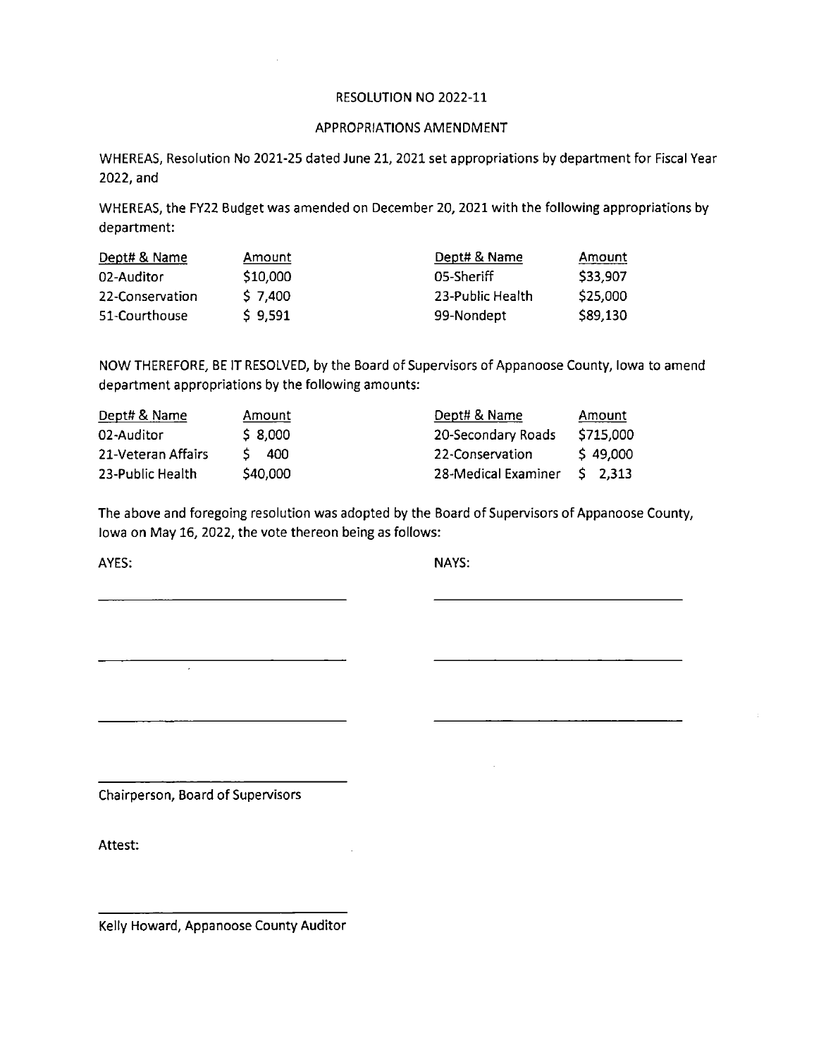RESOLUTION NO 2022-11

APPROPRIATIONS AMENDMENT

WHEREAS, Resolution No 2021-25 dated June 21, 2021 set appropriations by department for Fiscal Year 2022, and

WHEREAS, the FY22 Budget was amended on December 20, 2021 with the following appropriations by department:

| Dept# & Name | Amount | Dept# & Name | Amount |
|---|---|---|---|
| 02-Auditor | $10,000 | 05-Sheriff | $33,907 |
| 22-Conservation | $ 7,400 | 23-Public Health | $25,000 |
| 51-Courthouse | $ 9,591 | 99-Nondept | $89,130 |

NOW THEREFORE, BE IT RESOLVED, by the Board of Supervisors of Appanoose County, Iowa to amend department appropriations by the following amounts:

| Dept# & Name | Amount | Dept# & Name | Amount |
|---|---|---|---|
| 02-Auditor | $ 8,000 | 20-Secondary Roads | $715,000 |
| 21-Veteran Affairs | $ 400 | 22-Conservation | $ 49,000 |
| 23-Public Health | $40,000 | 28-Medical Examiner | $ 2,313 |

The above and foregoing resolution was adopted by the Board of Supervisors of Appanoose County, Iowa on May 16, 2022, the vote thereon being as follows:

AYES: NAYS:

\_\_\_\_\_\_\_\_\_\_\_\_\_\_\_\_\_\_\_\_\_\_\_\_\_\_\_\_\_\_\_\_\_\_ \_\_\_\_\_\_\_\_\_\_\_\_\_\_\_\_\_\_\_\_\_\_\_\_\_\_\_\_\_\_\_\_\_\_

\_\_\_\_\_\_\_\_\_\_\_\_\_\_\_\_\_\_\_\_\_\_\_\_\_\_\_\_\_\_\_\_\_\_ \_\_\_\_\_\_\_\_\_\_\_\_\_\_\_\_\_\_\_\_\_\_\_\_\_\_\_\_\_\_\_\_\_\_

\_\_\_\_\_\_\_\_\_\_\_\_\_\_\_\_\_\_\_\_\_\_\_\_\_\_\_\_\_\_\_\_\_\_ \_\_\_\_\_\_\_\_\_\_\_\_\_\_\_\_\_\_\_\_\_\_\_\_\_\_\_\_\_\_\_\_\_\_

\_\_\_\_\_\_\_\_\_\_\_\_\_\_\_\_\_\_\_\_\_\_\_\_\_\_\_\_\_\_\_\_\_\_

Chairperson, Board of Supervisors

Attest:

\_\_\_\_\_\_\_\_\_\_\_\_\_\_\_\_\_\_\_\_\_\_\_\_\_\_\_\_\_\_\_\_\_\_

Kelly Howard, Appanoose County Auditor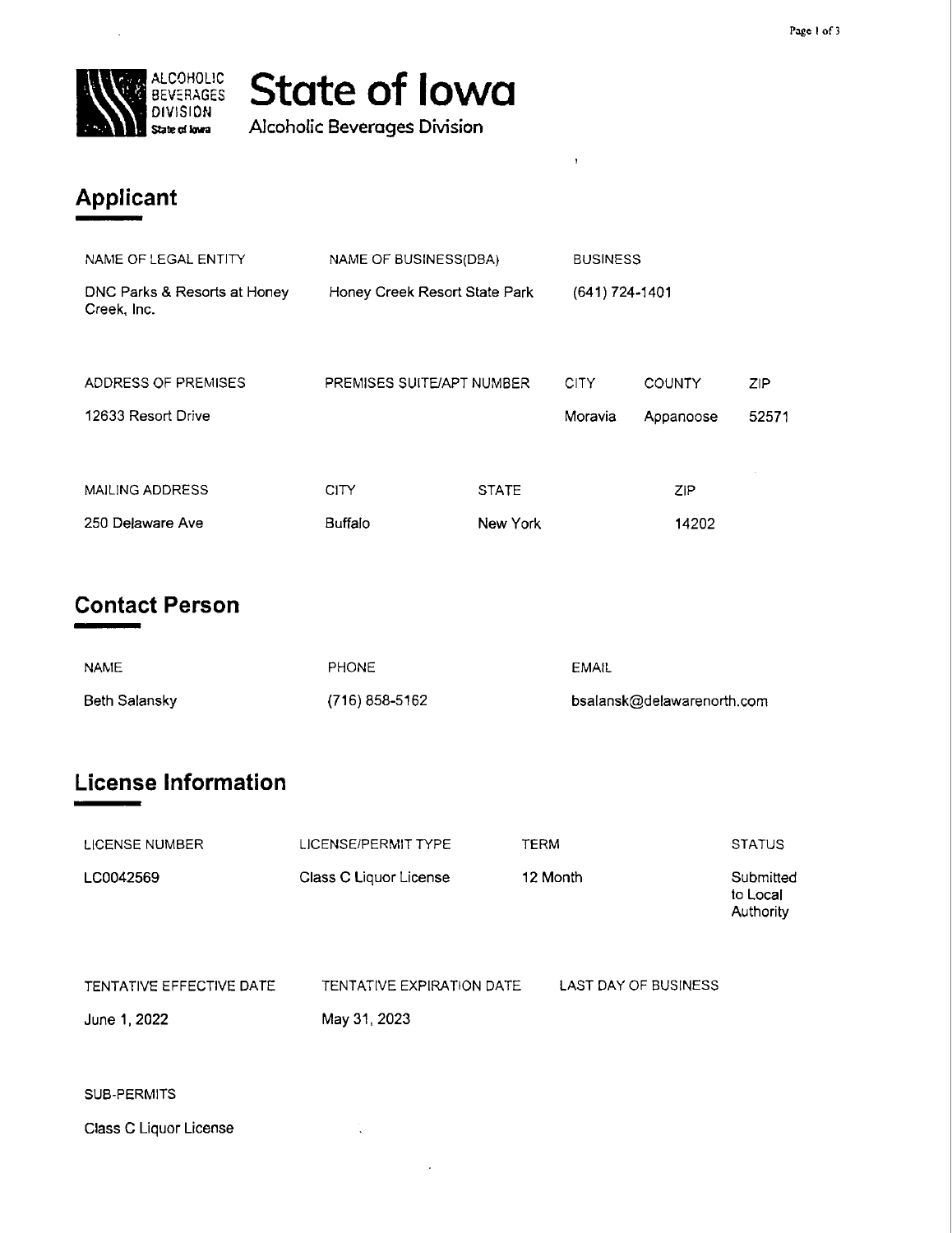**State of Iowa**
Alcoholic Beverages Division

## Applicant

| NAME OF LEGAL ENTITY | NAME OF BUSINESS(DBA) | BUSINESS |
|---|---|---|
| DNC Parks & Resorts at Honey Creek, Inc. | Honey Creek Resort State Park | (641) 724-1401 |

| ADDRESS OF PREMISES | PREMISES SUITE/APT NUMBER | CITY | COUNTY | ZIP |
|---|---|---|---|---|
| 12633 Resort Drive | | Moravia | Appanoose | 52571 |

| MAILING ADDRESS | CITY | STATE | ZIP |
|---|---|---|---|
| 250 Delaware Ave | Buffalo | New York | 14202 |

## Contact Person

| NAME | PHONE | EMAIL |
|---|---|---|
| Beth Salansky | (716) 858-5162 | bsalansk@delawarenorth.com |

## License Information

| LICENSE NUMBER | LICENSE/PERMIT TYPE | TERM | STATUS |
|---|---|---|---|
| LC0042569 | Class C Liquor License | 12 Month | Submitted to Local Authority |

| TENTATIVE EFFECTIVE DATE | TENTATIVE EXPIRATION DATE | LAST DAY OF BUSINESS |
|---|---|---|
| June 1, 2022 | May 31, 2023 | |

SUB-PERMITS

Class C Liquor License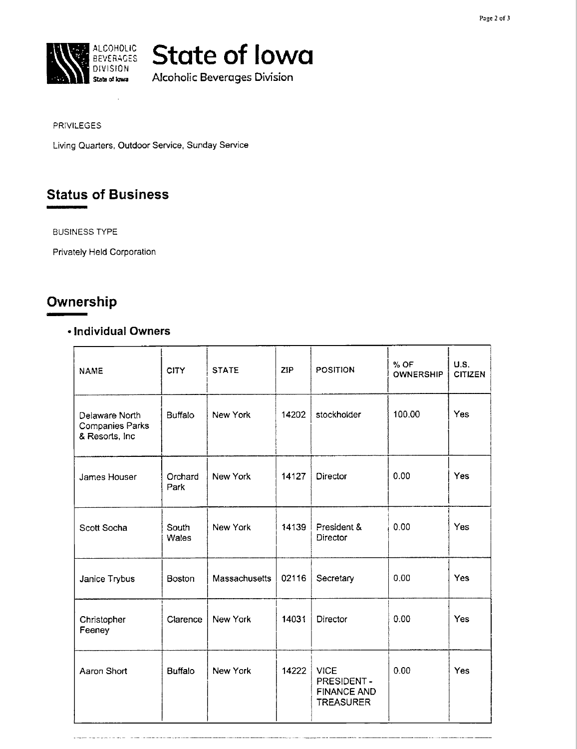# State of Iowa

Alcoholic Beverages Division

PRIVILEGES

Living Quarters, Outdoor Service, Sunday Service

## Status of Business

BUSINESS TYPE

Privately Held Corporation

## Ownership

### • Individual Owners

| NAME | CITY | STATE | ZIP | POSITION | % OF OWNERSHIP | U.S. CITIZEN |
|---|---|---|---|---|---|---|
| Delaware North Companies Parks & Resorts, Inc | Buffalo | New York | 14202 | stockholder | 100.00 | Yes |
| James Houser | Orchard Park | New York | 14127 | Director | 0.00 | Yes |
| Scott Socha | South Wales | New York | 14139 | President & Director | 0.00 | Yes |
| Janice Trybus | Boston | Massachusetts | 02116 | Secretary | 0.00 | Yes |
| Christopher Feeney | Clarence | New York | 14031 | Director | 0.00 | Yes |
| Aaron Short | Buffalo | New York | 14222 | VICE PRESIDENT - FINANCE AND TREASURER | 0.00 | Yes |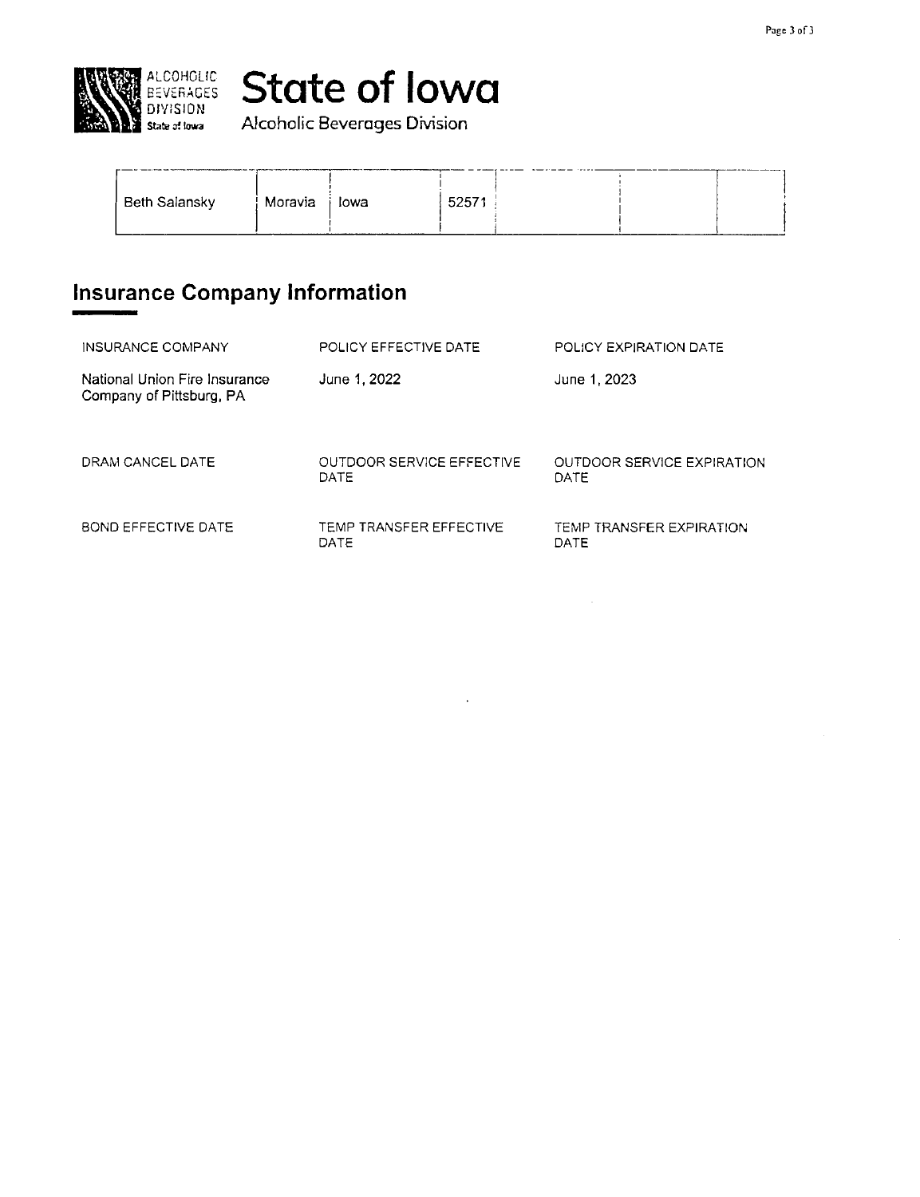**State of Iowa**

Alcoholic Beverages Division

| Beth Salansky | Moravia | Iowa | 52571 | | | |
|---|---|---|---|---|---|---|

## Insurance Company Information

| INSURANCE COMPANY | POLICY EFFECTIVE DATE | POLICY EXPIRATION DATE |
|---|---|---|
| National Union Fire Insurance Company of Pittsburg, PA | June 1, 2022 | June 1, 2023 |
| DRAM CANCEL DATE | OUTDOOR SERVICE EFFECTIVE DATE | OUTDOOR SERVICE EXPIRATION DATE |
| | | |
| BOND EFFECTIVE DATE | TEMP TRANSFER EFFECTIVE DATE | TEMP TRANSFER EXPIRATION DATE |
| | | |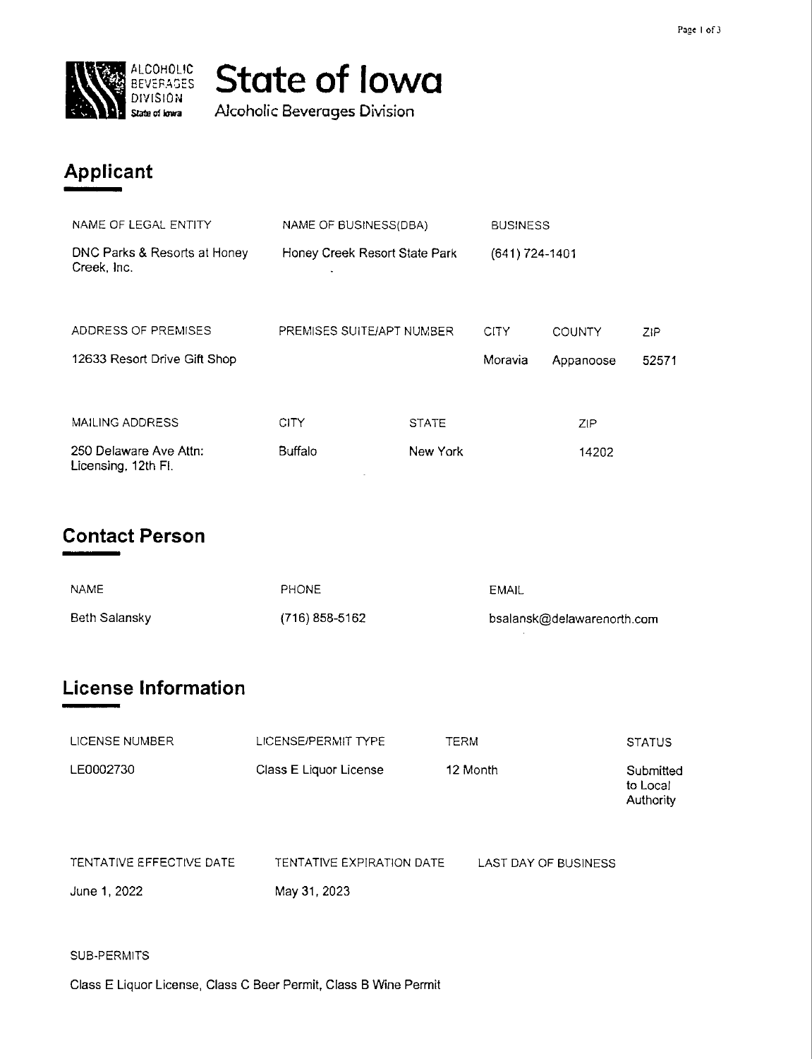# State of Iowa

Alcoholic Beverages Division

## Applicant

| NAME OF LEGAL ENTITY | NAME OF BUSINESS(DBA) | BUSINESS |
|---|---|---|
| DNC Parks & Resorts at Honey Creek, Inc. | Honey Creek Resort State Park | (641) 724-1401 |

| ADDRESS OF PREMISES | PREMISES SUITE/APT NUMBER | CITY | COUNTY | ZIP |
|---|---|---|---|---|
| 12633 Resort Drive Gift Shop | | Moravia | Appanoose | 52571 |

| MAILING ADDRESS | CITY | STATE | ZIP |
|---|---|---|---|
| 250 Delaware Ave Attn: Licensing, 12th Fl. | Buffalo | New York | 14202 |

## Contact Person

| NAME | PHONE | EMAIL |
|---|---|---|
| Beth Salansky | (716) 858-5162 | bsalansk@delawarenorth.com |

## License Information

| LICENSE NUMBER | LICENSE/PERMIT TYPE | TERM | STATUS |
|---|---|---|---|
| LE0002730 | Class E Liquor License | 12 Month | Submitted to Local Authority |

| TENTATIVE EFFECTIVE DATE | TENTATIVE EXPIRATION DATE | LAST DAY OF BUSINESS |
|---|---|---|
| June 1, 2022 | May 31, 2023 | |

SUB-PERMITS

Class E Liquor License, Class C Beer Permit, Class B Wine Permit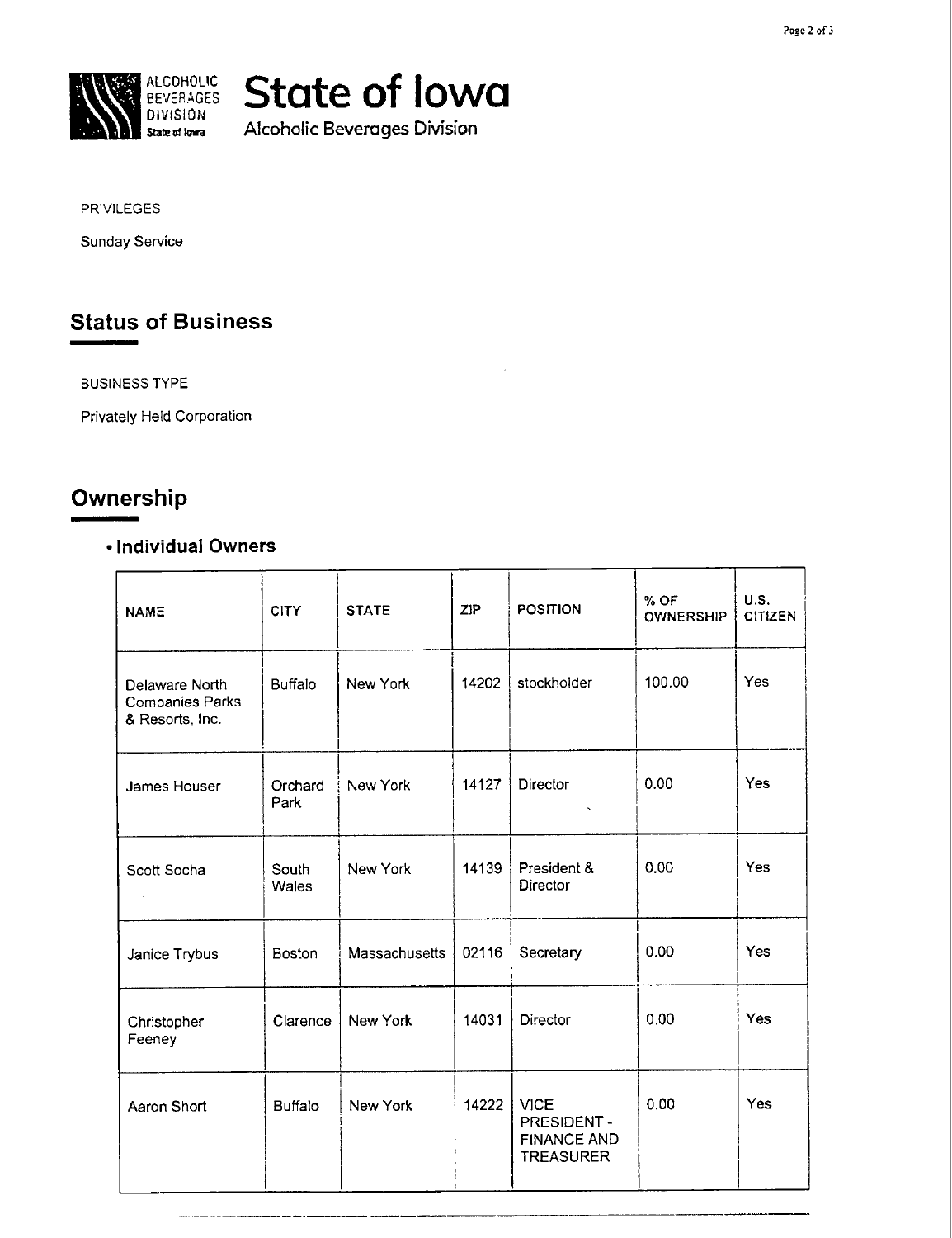# State of Iowa

Alcoholic Beverages Division

PRIVILEGES

Sunday Service

## Status of Business

BUSINESS TYPE

Privately Held Corporation

## Ownership

### • Individual Owners

| NAME | CITY | STATE | ZIP | POSITION | % OF OWNERSHIP | U.S. CITIZEN |
|---|---|---|---|---|---|---|
| Delaware North Companies Parks & Resorts, Inc. | Buffalo | New York | 14202 | stockholder | 100.00 | Yes |
| James Houser | Orchard Park | New York | 14127 | Director | 0.00 | Yes |
| Scott Socha | South Wales | New York | 14139 | President & Director | 0.00 | Yes |
| Janice Trybus | Boston | Massachusetts | 02116 | Secretary | 0.00 | Yes |
| Christopher Feeney | Clarence | New York | 14031 | Director | 0.00 | Yes |
| Aaron Short | Buffalo | New York | 14222 | VICE PRESIDENT - FINANCE AND TREASURER | 0.00 | Yes |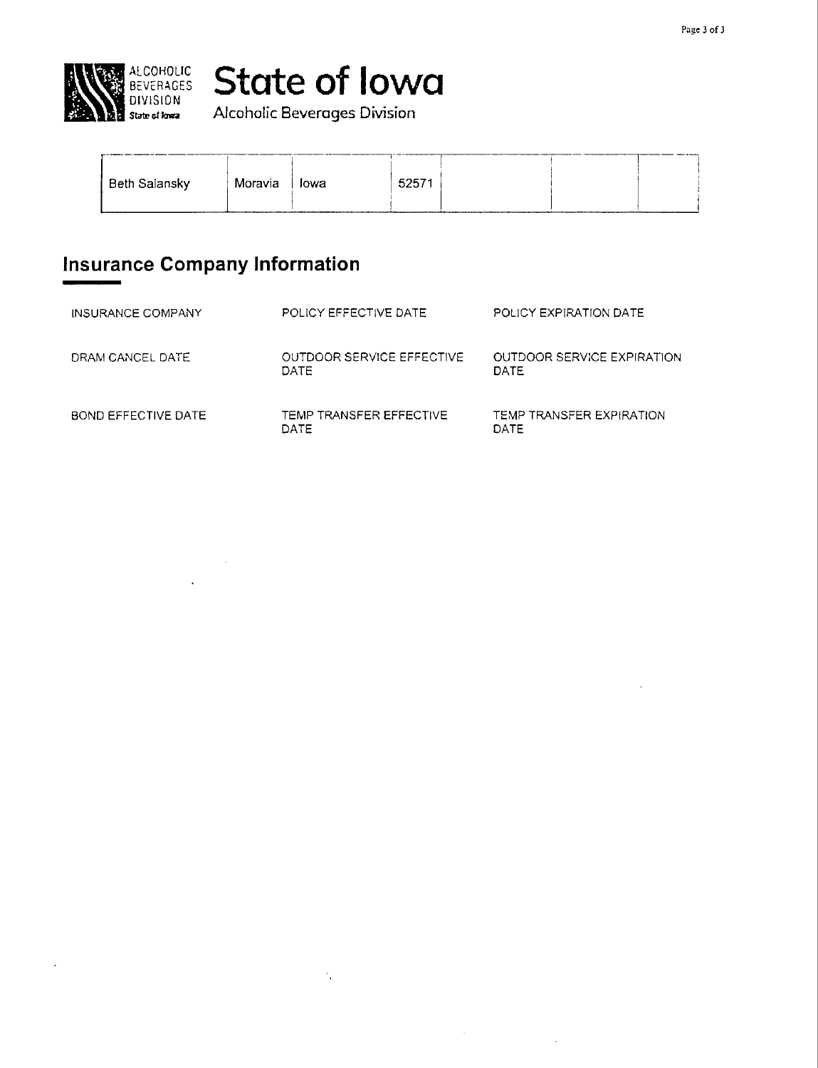# State of Iowa

Alcoholic Beverages Division

| Beth Salansky | Moravia | Iowa | 52571 | | | |
|---|---|---|---|---|---|---|

## Insurance Company Information

| INSURANCE COMPANY | POLICY EFFECTIVE DATE | POLICY EXPIRATION DATE |
|---|---|---|
| DRAM CANCEL DATE | OUTDOOR SERVICE EFFECTIVE DATE | OUTDOOR SERVICE EXPIRATION DATE |
| BOND EFFECTIVE DATE | TEMP TRANSFER EFFECTIVE DATE | TEMP TRANSFER EXPIRATION DATE |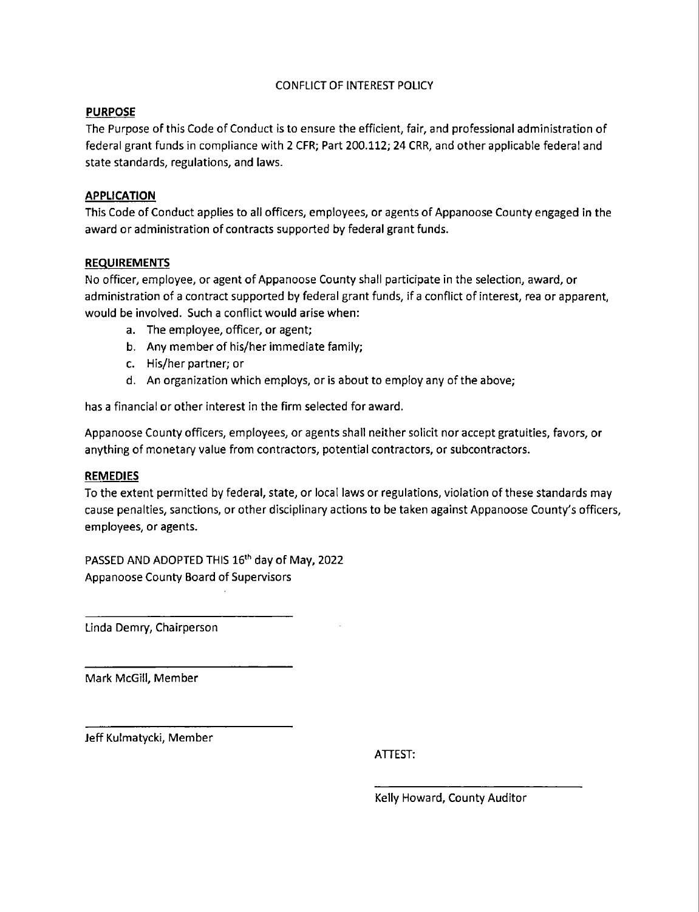# CONFLICT OF INTEREST POLICY

## PURPOSE

The Purpose of this Code of Conduct is to ensure the efficient, fair, and professional administration of federal grant funds in compliance with 2 CFR; Part 200.112; 24 CRR, and other applicable federal and state standards, regulations, and laws.

## APPLICATION

This Code of Conduct applies to all officers, employees, or agents of Appanoose County engaged in the award or administration of contracts supported by federal grant funds.

## REQUIREMENTS

No officer, employee, or agent of Appanoose County shall participate in the selection, award, or administration of a contract supported by federal grant funds, if a conflict of interest, rea or apparent, would be involved. Such a conflict would arise when:

a. The employee, officer, or agent;
b. Any member of his/her immediate family;
c. His/her partner; or
d. An organization which employs, or is about to employ any of the above;

has a financial or other interest in the firm selected for award.

Appanoose County officers, employees, or agents shall neither solicit nor accept gratuities, favors, or anything of monetary value from contractors, potential contractors, or subcontractors.

## REMEDIES

To the extent permitted by federal, state, or local laws or regulations, violation of these standards may cause penalties, sanctions, or other disciplinary actions to be taken against Appanoose County's officers, employees, or agents.

PASSED AND ADOPTED THIS 16th day of May, 2022
Appanoose County Board of Supervisors

\_\_\_\_\_\_\_\_\_\_\_\_\_\_\_\_\_\_\_\_\_\_\_\_\_\_\_\_\_\_
Linda Demry, Chairperson

\_\_\_\_\_\_\_\_\_\_\_\_\_\_\_\_\_\_\_\_\_\_\_\_\_\_\_\_\_\_
Mark McGill, Member

\_\_\_\_\_\_\_\_\_\_\_\_\_\_\_\_\_\_\_\_\_\_\_\_\_\_\_\_\_\_
Jeff Kulmatycki, Member

ATTEST:

\_\_\_\_\_\_\_\_\_\_\_\_\_\_\_\_\_\_\_\_\_\_\_\_\_\_\_\_\_\_
Kelly Howard, County Auditor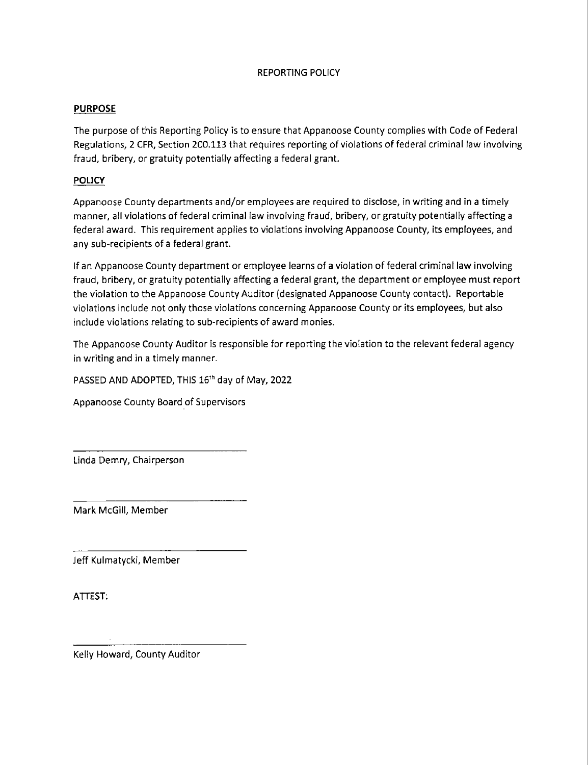# REPORTING POLICY

**PURPOSE**

The purpose of this Reporting Policy is to ensure that Appanoose County complies with Code of Federal Regulations, 2 CFR, Section 200.113 that requires reporting of violations of federal criminal law involving fraud, bribery, or gratuity potentially affecting a federal grant.

**POLICY**

Appanoose County departments and/or employees are required to disclose, in writing and in a timely manner, all violations of federal criminal law involving fraud, bribery, or gratuity potentially affecting a federal award. This requirement applies to violations involving Appanoose County, its employees, and any sub-recipients of a federal grant.

If an Appanoose County department or employee learns of a violation of federal criminal law involving fraud, bribery, or gratuity potentially affecting a federal grant, the department or employee must report the violation to the Appanoose County Auditor (designated Appanoose County contact). Reportable violations include not only those violations concerning Appanoose County or its employees, but also include violations relating to sub-recipients of award monies.

The Appanoose County Auditor is responsible for reporting the violation to the relevant federal agency in writing and in a timely manner.

PASSED AND ADOPTED, THIS 16th day of May, 2022

Appanoose County Board of Supervisors

\_\_\_\_\_\_\_\_\_\_\_\_\_\_\_\_\_\_\_\_\_\_\_\_\_\_\_\_\_\_

Linda Demry, Chairperson

\_\_\_\_\_\_\_\_\_\_\_\_\_\_\_\_\_\_\_\_\_\_\_\_\_\_\_\_\_\_

Mark McGill, Member

\_\_\_\_\_\_\_\_\_\_\_\_\_\_\_\_\_\_\_\_\_\_\_\_\_\_\_\_\_\_

Jeff Kulmatycki, Member

ATTEST:

\_\_\_\_\_\_\_\_\_\_\_\_\_\_\_\_\_\_\_\_\_\_\_\_\_\_\_\_\_\_

Kelly Howard, County Auditor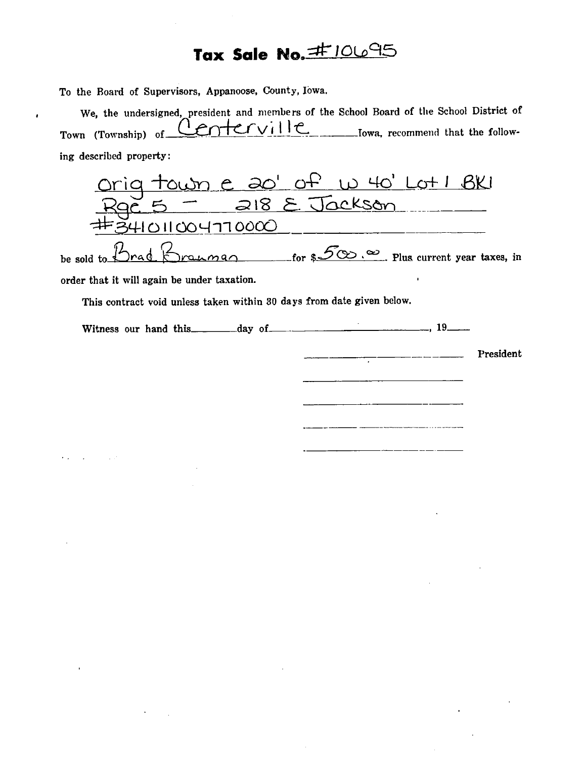# Tax Sale No. #10695

To the Board of Supervisors, Appanoose, County, Iowa.

We, the undersigned, president and members of the School Board of the School District of Town (Township) of Centerville Iowa, recommend that the following described property:

Orig town e 20' of w 40' Lot 1 BK1
Rge 5 – 218 E Jackson
#3410110047700000

be sold to Brad Brauman for $500.00. Plus current year taxes, in order that it will again be under taxation.

This contract void unless taken within 30 days from date given below.

Witness our hand this\_\_\_\_\_\_day of\_\_\_\_\_\_\_\_\_\_\_\_\_\_\_\_, 19\_\_\_\_

\_\_\_\_\_\_\_\_\_\_\_\_\_\_\_\_\_\_\_\_ President

\_\_\_\_\_\_\_\_\_\_\_\_\_\_\_\_\_\_\_\_

\_\_\_\_\_\_\_\_\_\_\_\_\_\_\_\_\_\_\_\_

\_\_\_\_\_\_\_\_\_\_\_\_\_\_\_\_\_\_\_\_

\_\_\_\_\_\_\_\_\_\_\_\_\_\_\_\_\_\_\_\_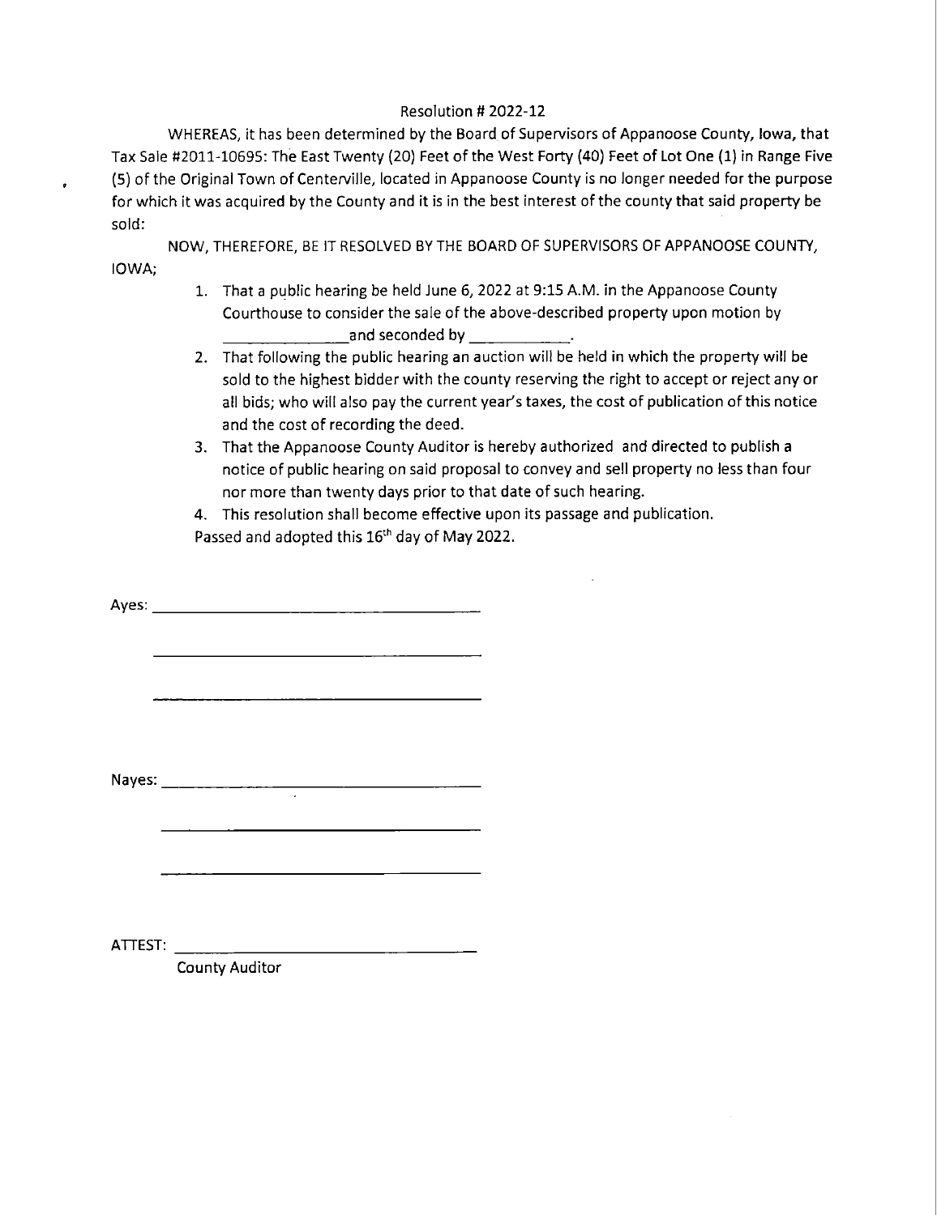Resolution # 2022-12

WHEREAS, it has been determined by the Board of Supervisors of Appanoose County, Iowa, that Tax Sale #2011-10695: The East Twenty (20) Feet of the West Forty (40) Feet of Lot One (1) in Range Five (5) of the Original Town of Centerville, located in Appanoose County is no longer needed for the purpose for which it was acquired by the County and it is in the best interest of the county that said property be sold:

NOW, THEREFORE, BE IT RESOLVED BY THE BOARD OF SUPERVISORS OF APPANOOSE COUNTY, IOWA;

1. That a public hearing be held June 6, 2022 at 9:15 A.M. in the Appanoose County Courthouse to consider the sale of the above-described property upon motion by ______________and seconded by ___________.
2. That following the public hearing an auction will be held in which the property will be sold to the highest bidder with the county reserving the right to accept or reject any or all bids; who will also pay the current year's taxes, the cost of publication of this notice and the cost of recording the deed.
3. That the Appanoose County Auditor is hereby authorized and directed to publish a notice of public hearing on said proposal to convey and sell property no less than four nor more than twenty days prior to that date of such hearing.
4. This resolution shall become effective upon its passage and publication.

Passed and adopted this 16th day of May 2022.

Ayes: ______________________________________

______________________________________

______________________________________

Nayes: ______________________________________

______________________________________

______________________________________

ATTEST: ______________________________________
County Auditor